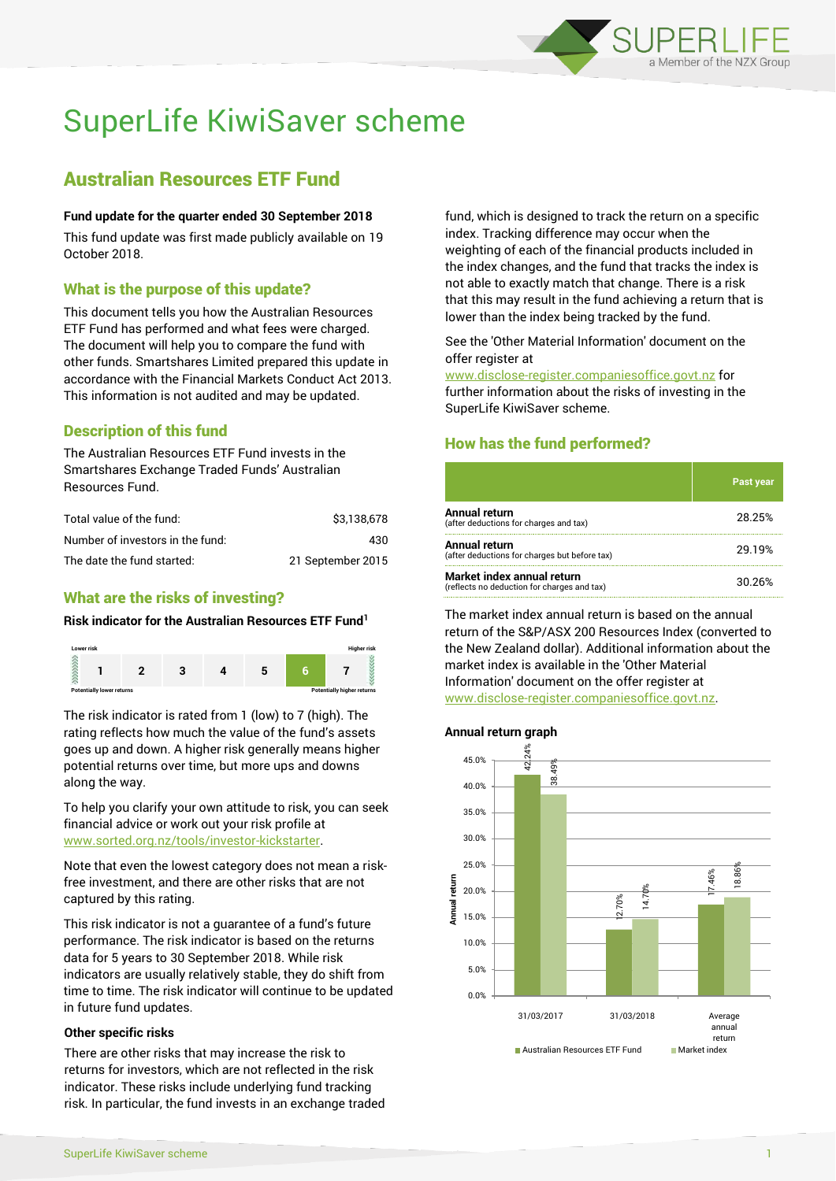# SuperLife KiwiSaver scheme

## Australian Resources ETF Fund

**Fund update for the quarter ended 30 September 2018**

This fund update was first made publicly available on 19 October 2018.

### What is the purpose of this update?

This document tells you how the Australian Resources ETF Fund has performed and what fees were charged. The document will help you to compare the fund with other funds. Smartshares Limited prepared this update in accordance with the Financial Markets Conduct Act 2013. This information is not audited and may be updated.

### Description of this fund

The Australian Resources ETF Fund invests in the Smartshares Exchange Traded Funds' Australian Resources Fund.

| | |
|---|---|
| Total value of the fund: | $3,138,678 |
| Number of investors in the fund: | 430 |
| The date the fund started: | 21 September 2015 |

### What are the risks of investing?

**Risk indicator for the Australian Resources ETF Fund[1]**

| Lower risk | | | | | | Higher risk |
|---|---|---|---|---|---|---|
| 1 | 2 | 3 | 4 | 5 | **6** | 7 |
| Potentially lower returns | | | | | | Potentially higher returns |

The risk indicator is rated from 1 (low) to 7 (high). The rating reflects how much the value of the fund's assets goes up and down. A higher risk generally means higher potential returns over time, but more ups and downs along the way.

To help you clarify your own attitude to risk, you can seek financial advice or work out your risk profile at www.sorted.org.nz/tools/investor-kickstarter.

Note that even the lowest category does not mean a risk-free investment, and there are other risks that are not captured by this rating.

This risk indicator is not a guarantee of a fund's future performance. The risk indicator is based on the returns data for 5 years to 30 September 2018. While risk indicators are usually relatively stable, they do shift from time to time. The risk indicator will continue to be updated in future fund updates.

#### Other specific risks

There are other risks that may increase the risk to returns for investors, which are not reflected in the risk indicator. These include underlying fund tracking risk. In particular, the fund invests in an exchange traded fund, which is designed to track the return on a specific index. Tracking difference may occur when the weighting of each of the financial products included in the index changes, and the fund that tracks the index is not able to exactly match that change. There is a risk that this may result in the fund achieving a return that is lower than the index being tracked by the fund.

See the 'Other Material Information' document on the offer register at www.disclose-register.companiesoffice.govt.nz for further information about the risks of investing in the SuperLife KiwiSaver scheme.

### How has the fund performed?

| | Past year |
|---|---|
| **Annual return** (after deductions for charges and tax) | 28.25% |
| **Annual return** (after deductions for charges but before tax) | 29.19% |
| **Market index annual return** (reflects no deduction for charges and tax) | 30.26% |

The market index annual return is based on the annual return of the S&P/ASX 200 Resources Index (converted to the New Zealand dollar). Additional information about the market index is available in the 'Other Material Information' document on the offer register at www.disclose-register.companiesoffice.govt.nz.

#### Annual return graph

| | Australian Resources ETF Fund | Market index |
|---|---|---|
| 31/03/2017 | 42.24% | 38.49% |
| 31/03/2018 | 12.70% | 14.70% |
| Average annual return | 17.46% | 18.86% |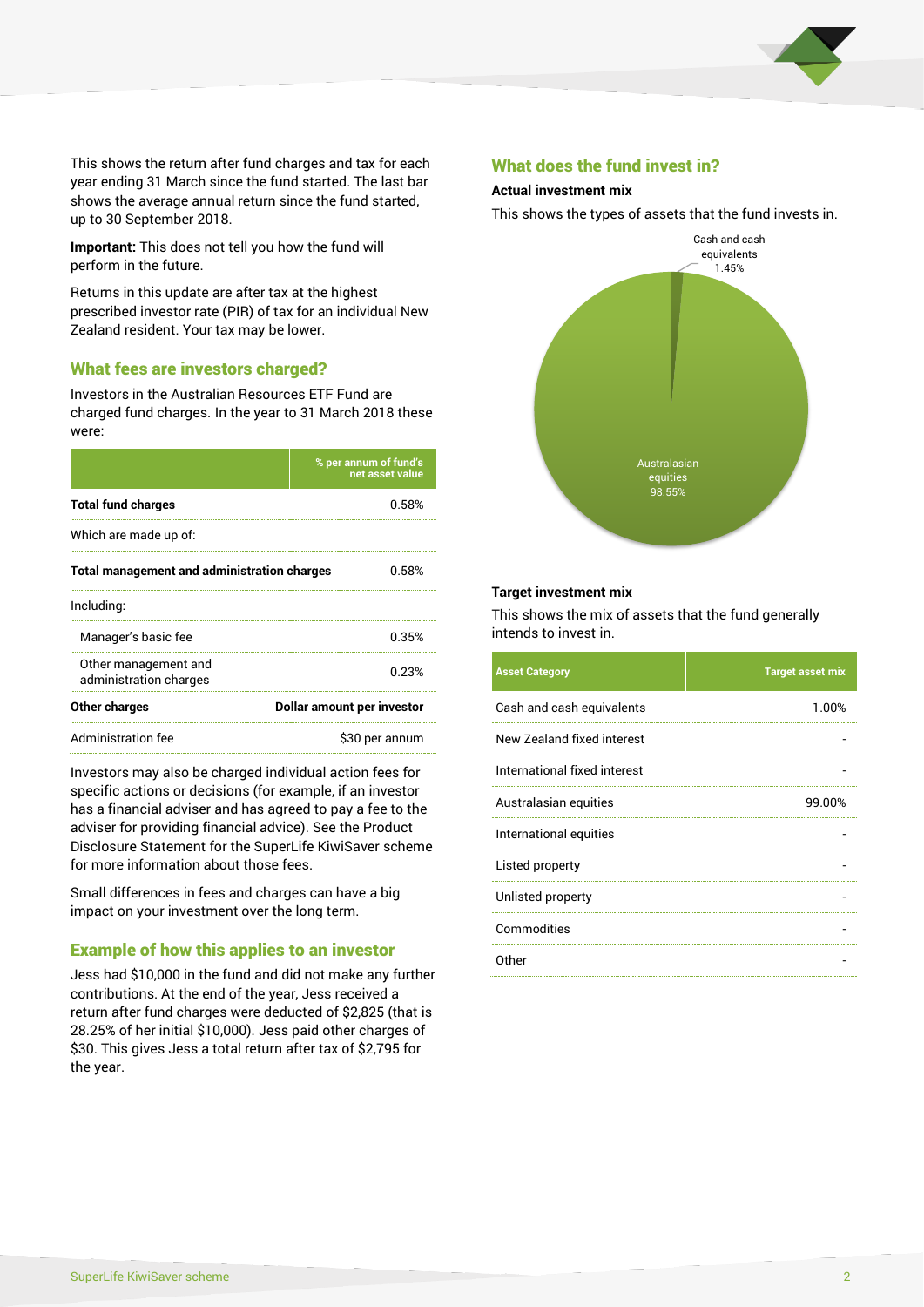This shows the return after fund charges and tax for each year ending 31 March since the fund started. The last bar shows the average annual return since the fund started, up to 30 September 2018.

**Important:** This does not tell you how the fund will perform in the future.

Returns in this update are after tax at the highest prescribed investor rate (PIR) of tax for an individual New Zealand resident. Your tax may be lower.

## What fees are investors charged?

Investors in the Australian Resources ETF Fund are charged fund charges. In the year to 31 March 2018 these were:

| | % per annum of fund's net asset value |
|---|---|
| **Total fund charges** | 0.58% |
| Which are made up of: | |
| **Total management and administration charges** | 0.58% |
| Including: | |
| Manager's basic fee | 0.35% |
| Other management and administration charges | 0.23% |
| **Other charges** | **Dollar amount per investor** |
| Administration fee | $30 per annum |

Investors may also be charged individual action fees for specific actions or decisions (for example, if an investor has a financial adviser and has agreed to pay a fee to the adviser for providing financial advice). See the Product Disclosure Statement for the SuperLife KiwiSaver scheme for more information about those fees.

Small differences in fees and charges can have a big impact on your investment over the long term.

## Example of how this applies to an investor

Jess had $10,000 in the fund and did not make any further contributions. At the end of the year, Jess received a return after fund charges were deducted of $2,825 (that is 28.25% of her initial $10,000). Jess paid other charges of $30. This gives Jess a total return after tax of $2,795 for the year.

## What does the fund invest in?

### Actual investment mix

This shows the types of assets that the fund invests in.

Cash and cash equivalents 1.45%

Australasian equities 98.55%

### Target investment mix

This shows the mix of assets that the fund generally intends to invest in.

| Asset Category | Target asset mix |
|---|---|
| Cash and cash equivalents | 1.00% |
| New Zealand fixed interest | - |
| International fixed interest | - |
| Australasian equities | 99.00% |
| International equities | - |
| Listed property | - |
| Unlisted property | - |
| Commodities | - |
| Other | - |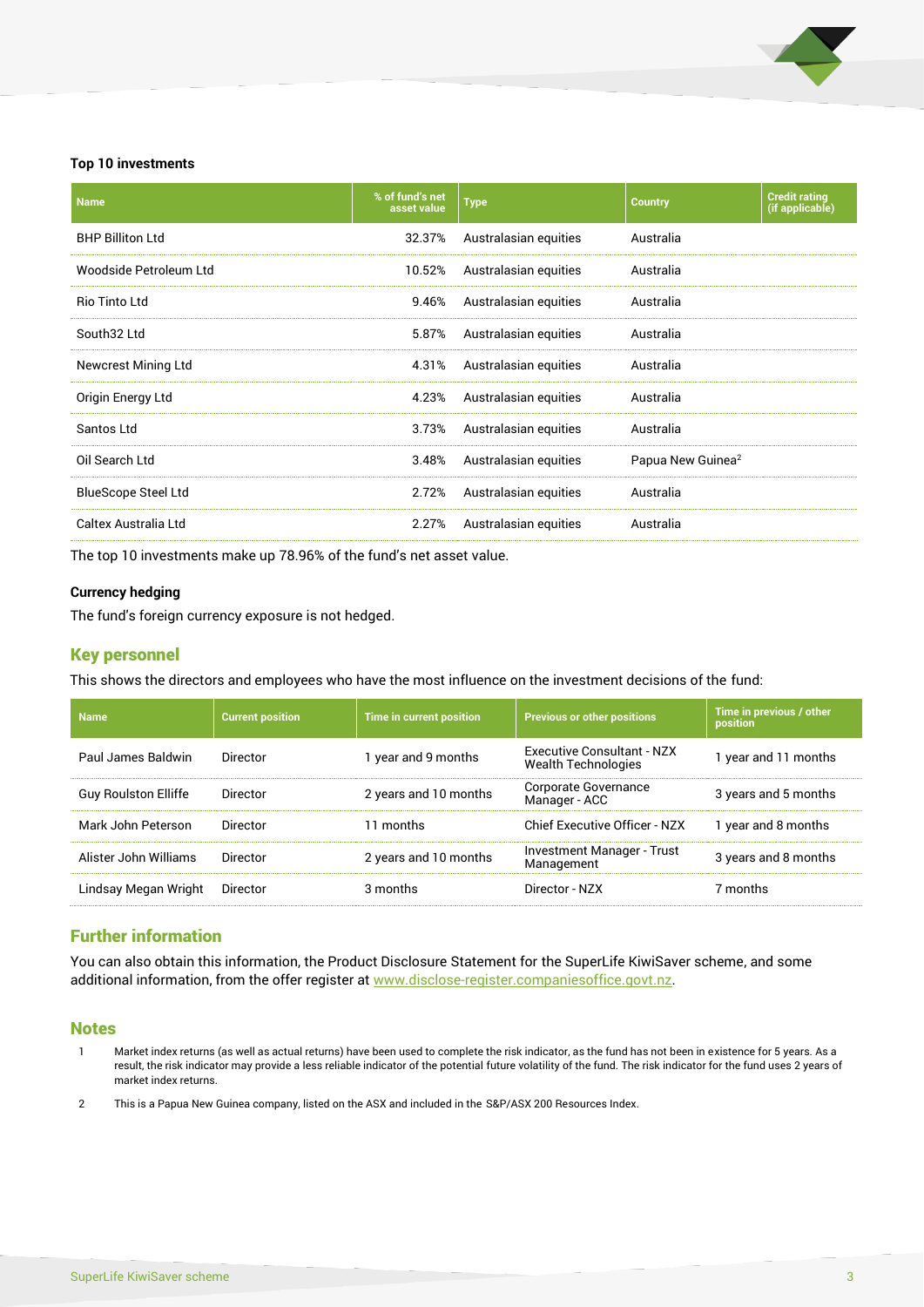### Top 10 investments

| Name | % of fund's net asset value | Type | Country | Credit rating (if applicable) |
|---|---|---|---|---|
| BHP Billiton Ltd | 32.37% | Australasian equities | Australia | |
| Woodside Petroleum Ltd | 10.52% | Australasian equities | Australia | |
| Rio Tinto Ltd | 9.46% | Australasian equities | Australia | |
| South32 Ltd | 5.87% | Australasian equities | Australia | |
| Newcrest Mining Ltd | 4.31% | Australasian equities | Australia | |
| Origin Energy Ltd | 4.23% | Australasian equities | Australia | |
| Santos Ltd | 3.73% | Australasian equities | Australia | |
| Oil Search Ltd | 3.48% | Australasian equities | Papua New Guinea[2] | |
| BlueScope Steel Ltd | 2.72% | Australasian equities | Australia | |
| Caltex Australia Ltd | 2.27% | Australasian equities | Australia | |

The top 10 investments make up 78.96% of the fund's net asset value.

### Currency hedging

The fund's foreign currency exposure is not hedged.

## Key personnel

This shows the directors and employees who have the most influence on the investment decisions of the fund:

| Name | Current position | Time in current position | Previous or other positions | Time in previous / other position |
|---|---|---|---|---|
| Paul James Baldwin | Director | 1 year and 9 months | Executive Consultant - NZX Wealth Technologies | 1 year and 11 months |
| Guy Roulston Elliffe | Director | 2 years and 10 months | Corporate Governance Manager - ACC | 3 years and 5 months |
| Mark John Peterson | Director | 11 months | Chief Executive Officer - NZX | 1 year and 8 months |
| Alister John Williams | Director | 2 years and 10 months | Investment Manager - Trust Management | 3 years and 8 months |
| Lindsay Megan Wright | Director | 3 months | Director - NZX | 7 months |

## Further information

You can also obtain this information, the Product Disclosure Statement for the SuperLife KiwiSaver scheme, and some additional information, from the offer register at www.disclose-register.companiesoffice.govt.nz.

## Notes

1. Market index returns (as well as actual returns) have been used to complete the risk indicator, as the fund has not been in existence for 5 years. As a result, the risk indicator may provide a less reliable indicator of the potential future volatility of the fund. The risk indicator for the fund uses 2 years of market index returns.
2. This is a Papua New Guinea company, listed on the ASX and included in the S&P/ASX 200 Resources Index.